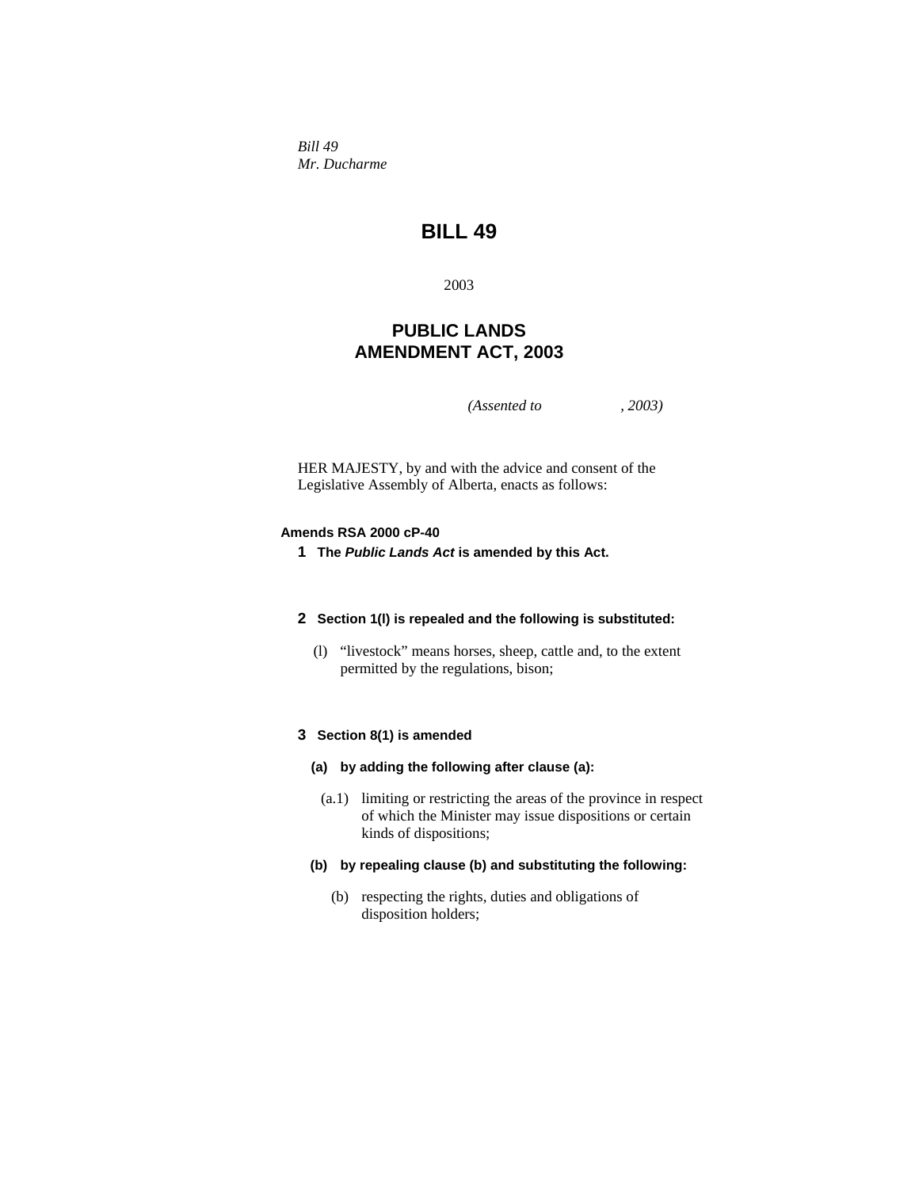*Bill 49*
*Mr. Ducharme*

# BILL 49

2003

## PUBLIC LANDS AMENDMENT ACT, 2003

*(Assented to , 2003)*

HER MAJESTY, by and with the advice and consent of the Legislative Assembly of Alberta, enacts as follows:

**Amends RSA 2000 cP-40**

**1 The *Public Lands Act* is amended by this Act.**

**2 Section 1(l) is repealed and the following is substituted:**

(l) “livestock” means horses, sheep, cattle and, to the extent permitted by the regulations, bison;

**3 Section 8(1) is amended**

**(a) by adding the following after clause (a):**

(a.1) limiting or restricting the areas of the province in respect of which the Minister may issue dispositions or certain kinds of dispositions;

**(b) by repealing clause (b) and substituting the following:**

(b) respecting the rights, duties and obligations of disposition holders;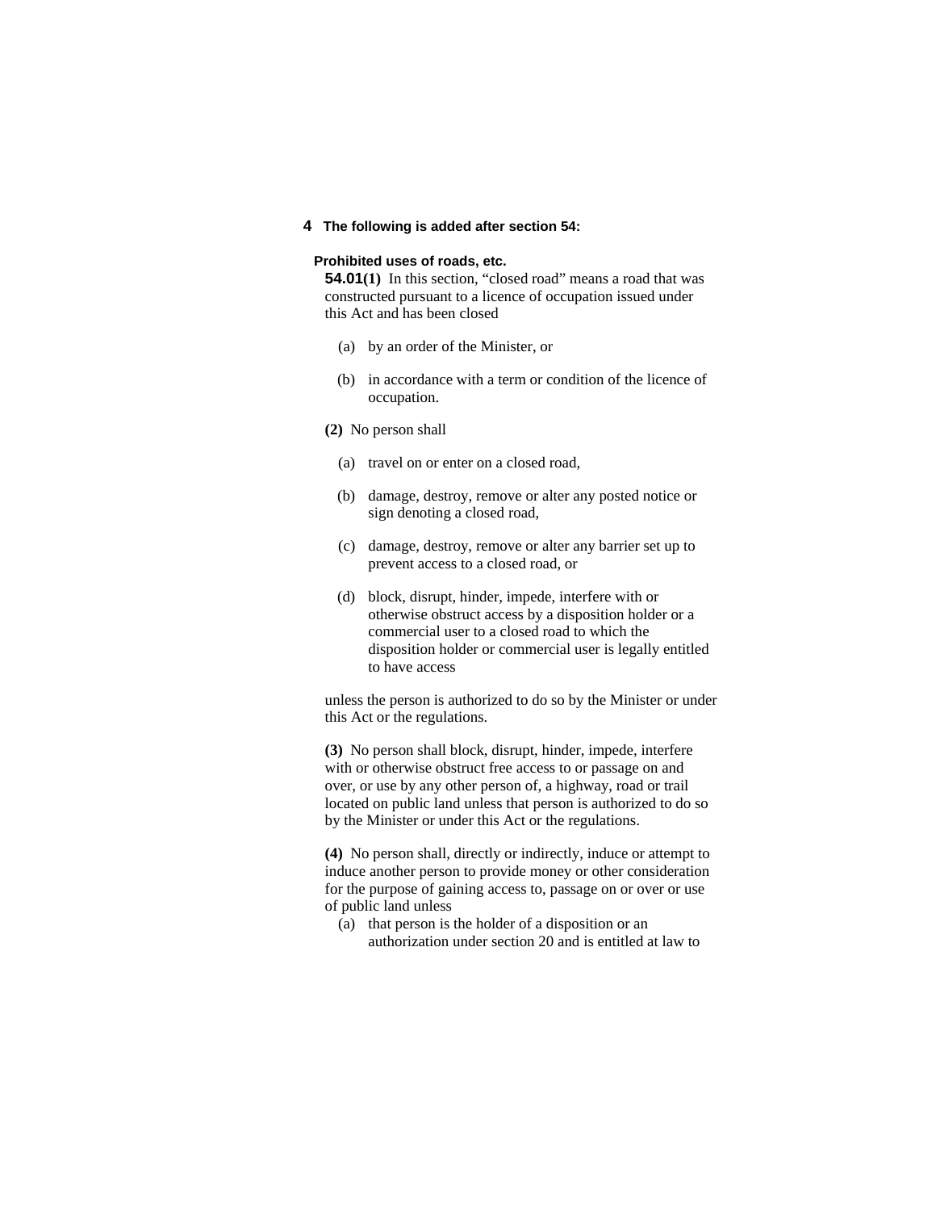**4 The following is added after section 54:**

**Prohibited uses of roads, etc.**

**54.01(1)** In this section, "closed road" means a road that was constructed pursuant to a licence of occupation issued under this Act and has been closed

(a) by an order of the Minister, or

(b) in accordance with a term or condition of the licence of occupation.

**(2)** No person shall

(a) travel on or enter on a closed road,

(b) damage, destroy, remove or alter any posted notice or sign denoting a closed road,

(c) damage, destroy, remove or alter any barrier set up to prevent access to a closed road, or

(d) block, disrupt, hinder, impede, interfere with or otherwise obstruct access by a disposition holder or a commercial user to a closed road to which the disposition holder or commercial user is legally entitled to have access

unless the person is authorized to do so by the Minister or under this Act or the regulations.

**(3)** No person shall block, disrupt, hinder, impede, interfere with or otherwise obstruct free access to or passage on and over, or use by any other person of, a highway, road or trail located on public land unless that person is authorized to do so by the Minister or under this Act or the regulations.

**(4)** No person shall, directly or indirectly, induce or attempt to induce another person to provide money or other consideration for the purpose of gaining access to, passage on or over or use of public land unless

(a) that person is the holder of a disposition or an authorization under section 20 and is entitled at law to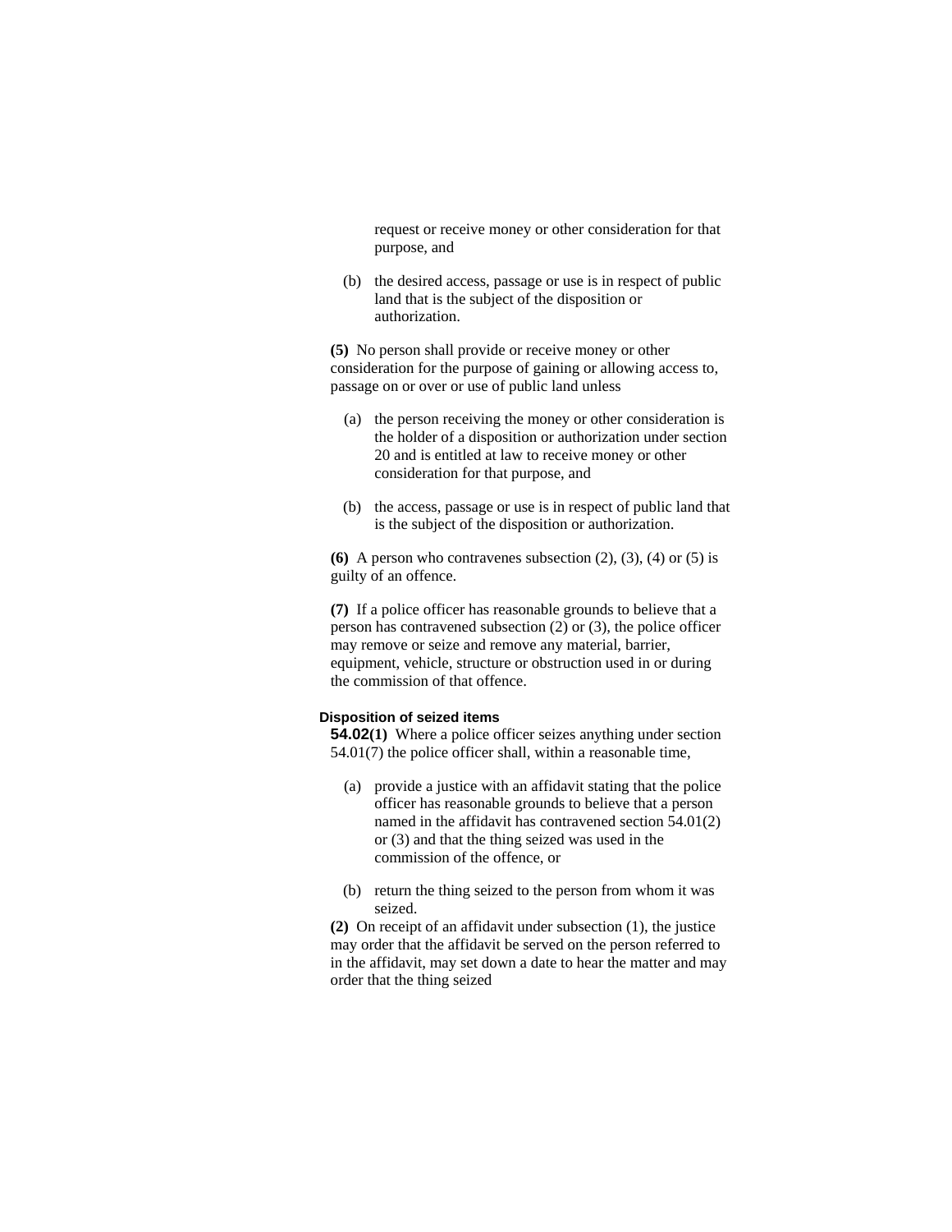request or receive money or other consideration for that purpose, and

(b) the desired access, passage or use is in respect of public land that is the subject of the disposition or authorization.

**(5)** No person shall provide or receive money or other consideration for the purpose of gaining or allowing access to, passage on or over or use of public land unless

(a) the person receiving the money or other consideration is the holder of a disposition or authorization under section 20 and is entitled at law to receive money or other consideration for that purpose, and

(b) the access, passage or use is in respect of public land that is the subject of the disposition or authorization.

**(6)** A person who contravenes subsection (2), (3), (4) or (5) is guilty of an offence.

**(7)** If a police officer has reasonable grounds to believe that a person has contravened subsection (2) or (3), the police officer may remove or seize and remove any material, barrier, equipment, vehicle, structure or obstruction used in or during the commission of that offence.

**Disposition of seized items**

**54.02(1)** Where a police officer seizes anything under section 54.01(7) the police officer shall, within a reasonable time,

(a) provide a justice with an affidavit stating that the police officer has reasonable grounds to believe that a person named in the affidavit has contravened section 54.01(2) or (3) and that the thing seized was used in the commission of the offence, or

(b) return the thing seized to the person from whom it was seized.

**(2)** On receipt of an affidavit under subsection (1), the justice may order that the affidavit be served on the person referred to in the affidavit, may set down a date to hear the matter and may order that the thing seized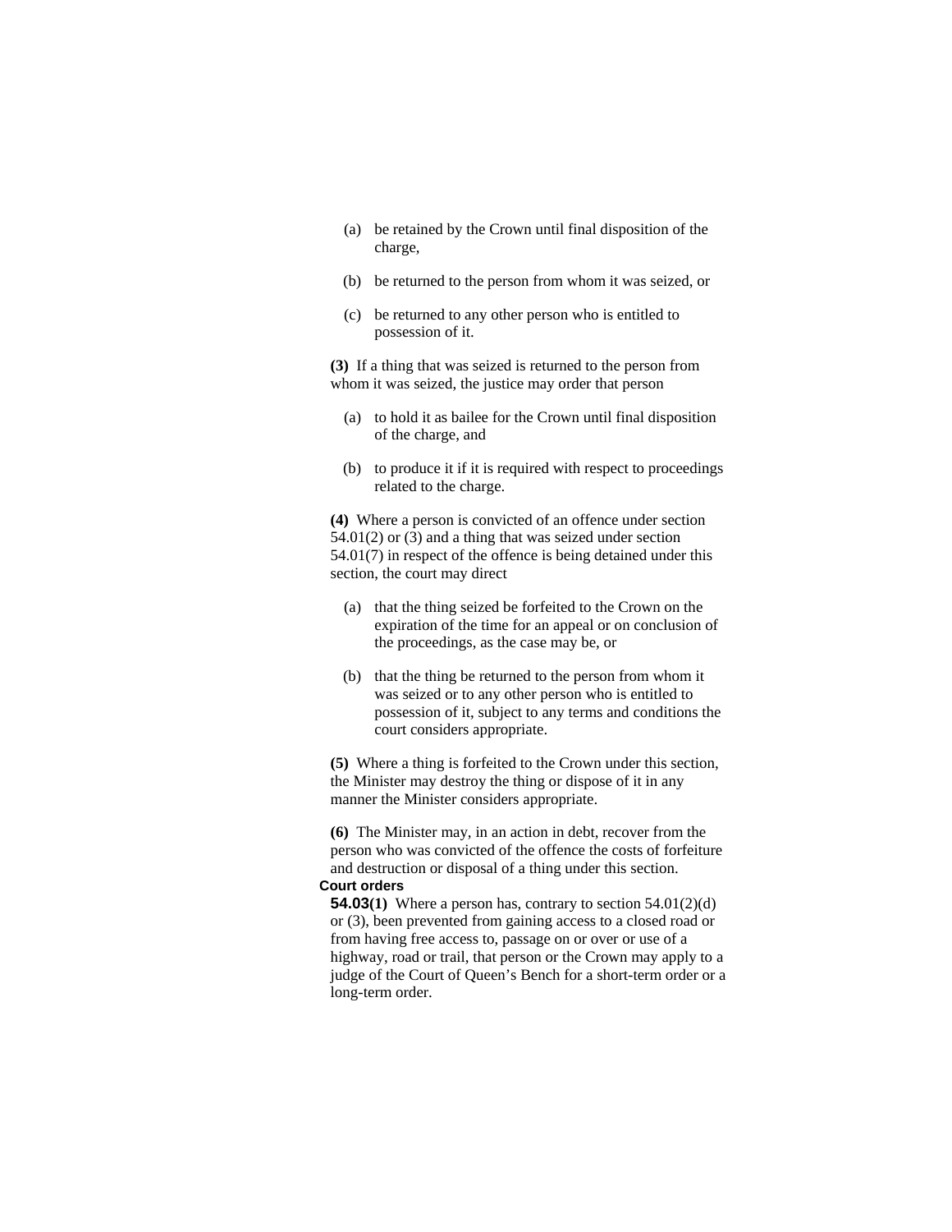(a) be retained by the Crown until final disposition of the charge,

(b) be returned to the person from whom it was seized, or

(c) be returned to any other person who is entitled to possession of it.

**(3)** If a thing that was seized is returned to the person from whom it was seized, the justice may order that person

(a) to hold it as bailee for the Crown until final disposition of the charge, and

(b) to produce it if it is required with respect to proceedings related to the charge.

**(4)** Where a person is convicted of an offence under section 54.01(2) or (3) and a thing that was seized under section 54.01(7) in respect of the offence is being detained under this section, the court may direct

(a) that the thing seized be forfeited to the Crown on the expiration of the time for an appeal or on conclusion of the proceedings, as the case may be, or

(b) that the thing be returned to the person from whom it was seized or to any other person who is entitled to possession of it, subject to any terms and conditions the court considers appropriate.

**(5)** Where a thing is forfeited to the Crown under this section, the Minister may destroy the thing or dispose of it in any manner the Minister considers appropriate.

**(6)** The Minister may, in an action in debt, recover from the person who was convicted of the offence the costs of forfeiture and destruction or disposal of a thing under this section.

**Court orders**

**54.03(1)** Where a person has, contrary to section 54.01(2)(d) or (3), been prevented from gaining access to a closed road or from having free access to, passage on or over or use of a highway, road or trail, that person or the Crown may apply to a judge of the Court of Queen's Bench for a short-term order or a long-term order.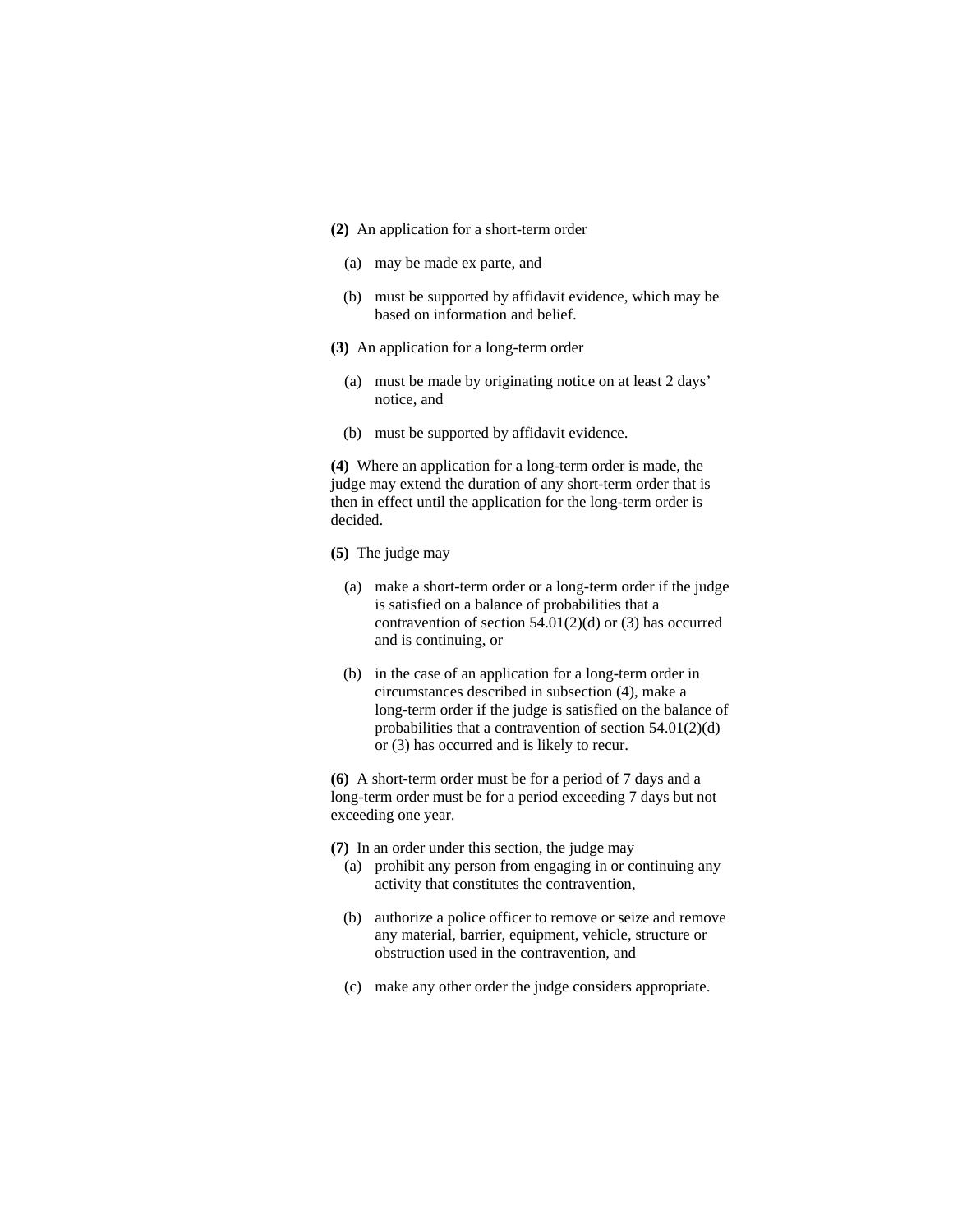**(2)** An application for a short-term order

(a) may be made ex parte, and

(b) must be supported by affidavit evidence, which may be based on information and belief.

**(3)** An application for a long-term order

(a) must be made by originating notice on at least 2 days' notice, and

(b) must be supported by affidavit evidence.

**(4)** Where an application for a long-term order is made, the judge may extend the duration of any short-term order that is then in effect until the application for the long-term order is decided.

**(5)** The judge may

(a) make a short-term order or a long-term order if the judge is satisfied on a balance of probabilities that a contravention of section 54.01(2)(d) or (3) has occurred and is continuing, or

(b) in the case of an application for a long-term order in circumstances described in subsection (4), make a long-term order if the judge is satisfied on the balance of probabilities that a contravention of section 54.01(2)(d) or (3) has occurred and is likely to recur.

**(6)** A short-term order must be for a period of 7 days and a long-term order must be for a period exceeding 7 days but not exceeding one year.

**(7)** In an order under this section, the judge may

(a) prohibit any person from engaging in or continuing any activity that constitutes the contravention,

(b) authorize a police officer to remove or seize and remove any material, barrier, equipment, vehicle, structure or obstruction used in the contravention, and

(c) make any other order the judge considers appropriate.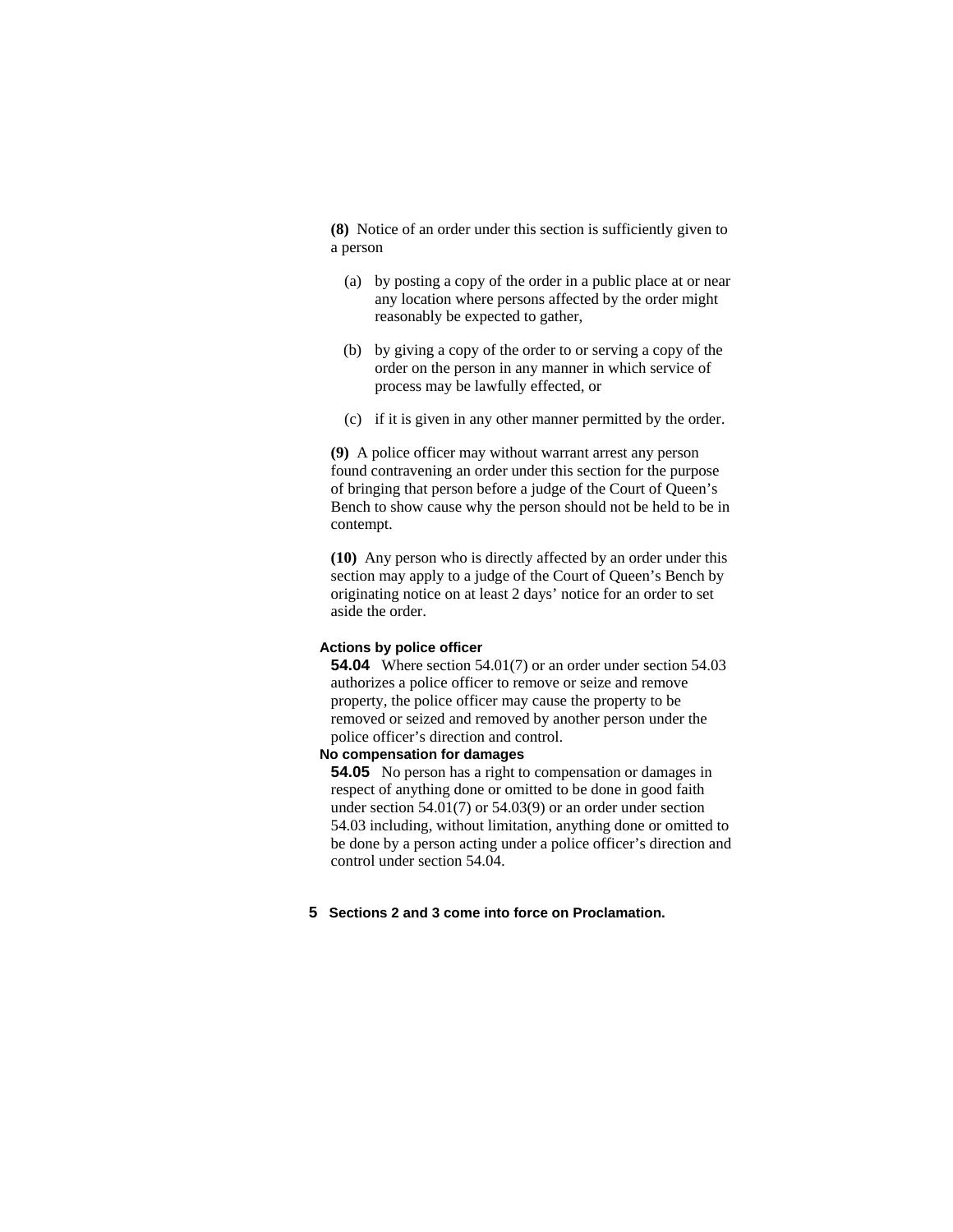**(8)** Notice of an order under this section is sufficiently given to a person

(a) by posting a copy of the order in a public place at or near any location where persons affected by the order might reasonably be expected to gather,

(b) by giving a copy of the order to or serving a copy of the order on the person in any manner in which service of process may be lawfully effected, or

(c) if it is given in any other manner permitted by the order.

**(9)** A police officer may without warrant arrest any person found contravening an order under this section for the purpose of bringing that person before a judge of the Court of Queen's Bench to show cause why the person should not be held to be in contempt.

**(10)** Any person who is directly affected by an order under this section may apply to a judge of the Court of Queen's Bench by originating notice on at least 2 days' notice for an order to set aside the order.

**Actions by police officer**

**54.04** Where section 54.01(7) or an order under section 54.03 authorizes a police officer to remove or seize and remove property, the police officer may cause the property to be removed or seized and removed by another person under the police officer's direction and control.

**No compensation for damages**

**54.05** No person has a right to compensation or damages in respect of anything done or omitted to be done in good faith under section 54.01(7) or 54.03(9) or an order under section 54.03 including, without limitation, anything done or omitted to be done by a person acting under a police officer's direction and control under section 54.04.

**5 Sections 2 and 3 come into force on Proclamation.**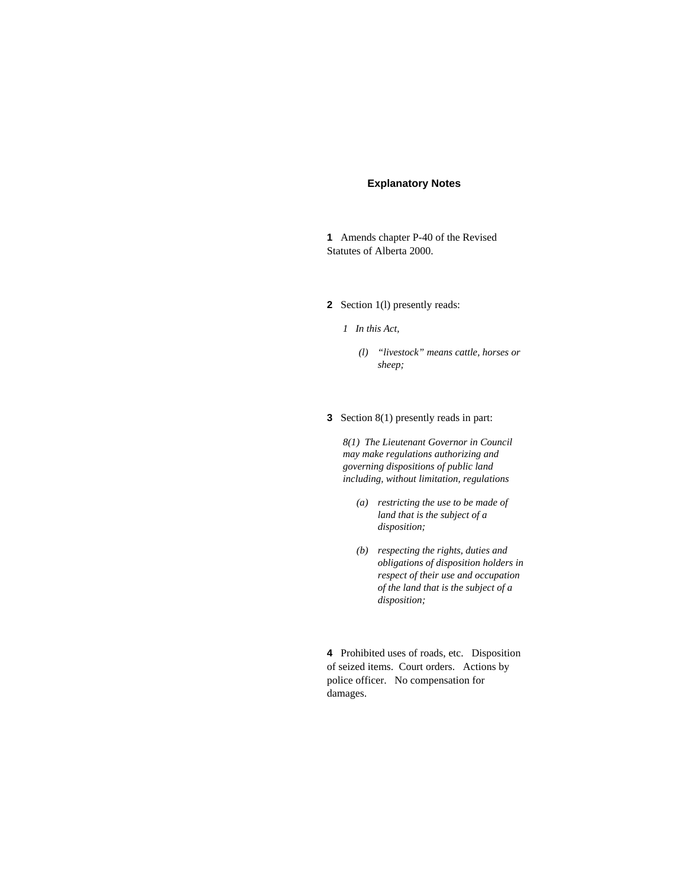## Explanatory Notes

**1** Amends chapter P-40 of the Revised Statutes of Alberta 2000.

**2** Section 1(l) presently reads:

*1 In this Act,*

*(l) "livestock" means cattle, horses or sheep;*

**3** Section 8(1) presently reads in part:

*8(1) The Lieutenant Governor in Council may make regulations authorizing and governing dispositions of public land including, without limitation, regulations*

*(a) restricting the use to be made of land that is the subject of a disposition;*

*(b) respecting the rights, duties and obligations of disposition holders in respect of their use and occupation of the land that is the subject of a disposition;*

**4** Prohibited uses of roads, etc. Disposition of seized items. Court orders. Actions by police officer. No compensation for damages.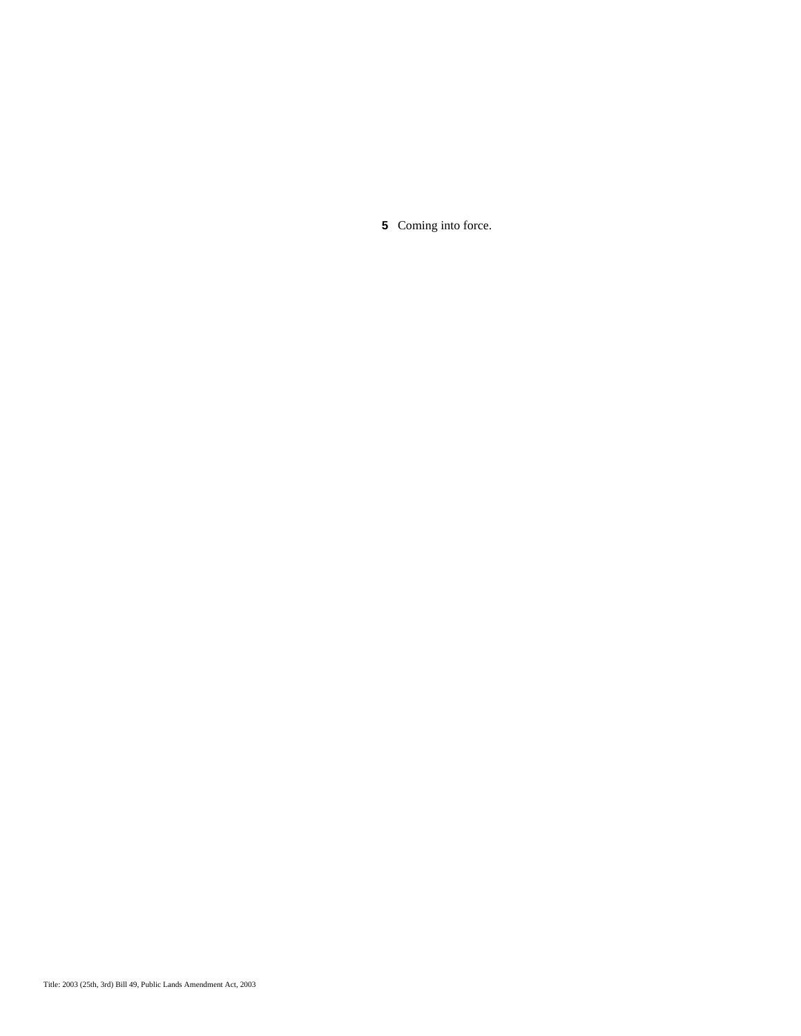**5** Coming into force.